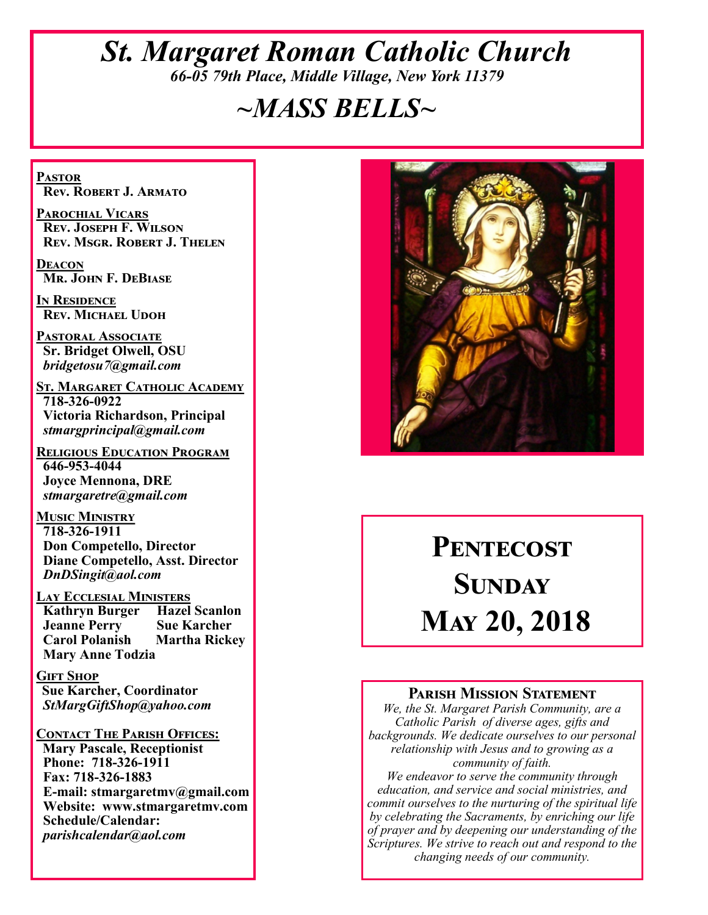# St. Margaret Roman Catholic Church

*66-05 79th Place, Middle Village, New York 11379*

## ~MASS BELLS~

**PASTOR**
**Rev. Robert J. Armato**

**PAROCHIAL VICARS**
**Rev. Joseph F. Wilson**
**Rev. Msgr. Robert J. Thelen**

**DEACON**
**Mr. John F. DeBiase**

**IN RESIDENCE**
**Rev. Michael Udoh**

**PASTORAL ASSOCIATE**
**Sr. Bridget Olwell, OSU**
***bridgetosu7@gmail.com***

**ST. MARGARET CATHOLIC ACADEMY**
**718-326-0922**
**Victoria Richardson, Principal**
***stmargprincipal@gmail.com***

**RELIGIOUS EDUCATION PROGRAM**
**646-953-4044**
**Joyce Mennona, DRE**
***stmargaretre@gmail.com***

**MUSIC MINISTRY**
**718-326-1911**
**Don Competello, Director**
**Diane Competello, Asst. Director**
***DnDSingit@aol.com***

**LAY ECCLESIAL MINISTERS**
**Kathryn Burger** **Hazel Scanlon**
**Jeanne Perry** **Sue Karcher**
**Carol Polanish** **Martha Rickey**
**Mary Anne Todzia**

**GIFT SHOP**
**Sue Karcher, Coordinator**
***StMargGiftShop@yahoo.com***

**CONTACT THE PARISH OFFICES:**
**Mary Pascale, Receptionist**
**Phone: 718-326-1911**
**Fax: 718-326-1883**
**E-mail: stmargaretmv@gmail.com**
**Website: www.stmargaretmv.com**
**Schedule/Calendar:**
***parishcalendar@aol.com***

# PENTECOST SUNDAY
# MAY 20, 2018

### PARISH MISSION STATEMENT

*We, the St. Margaret Parish Community, are a Catholic Parish of diverse ages, gifts and backgrounds. We dedicate ourselves to our personal relationship with Jesus and to growing as a community of faith.*
*We endeavor to serve the community through education, and service and social ministries, and commit ourselves to the nurturing of the spiritual life by celebrating the Sacraments, by enriching our life of prayer and by deepening our understanding of the Scriptures. We strive to reach out and respond to the changing needs of our community.*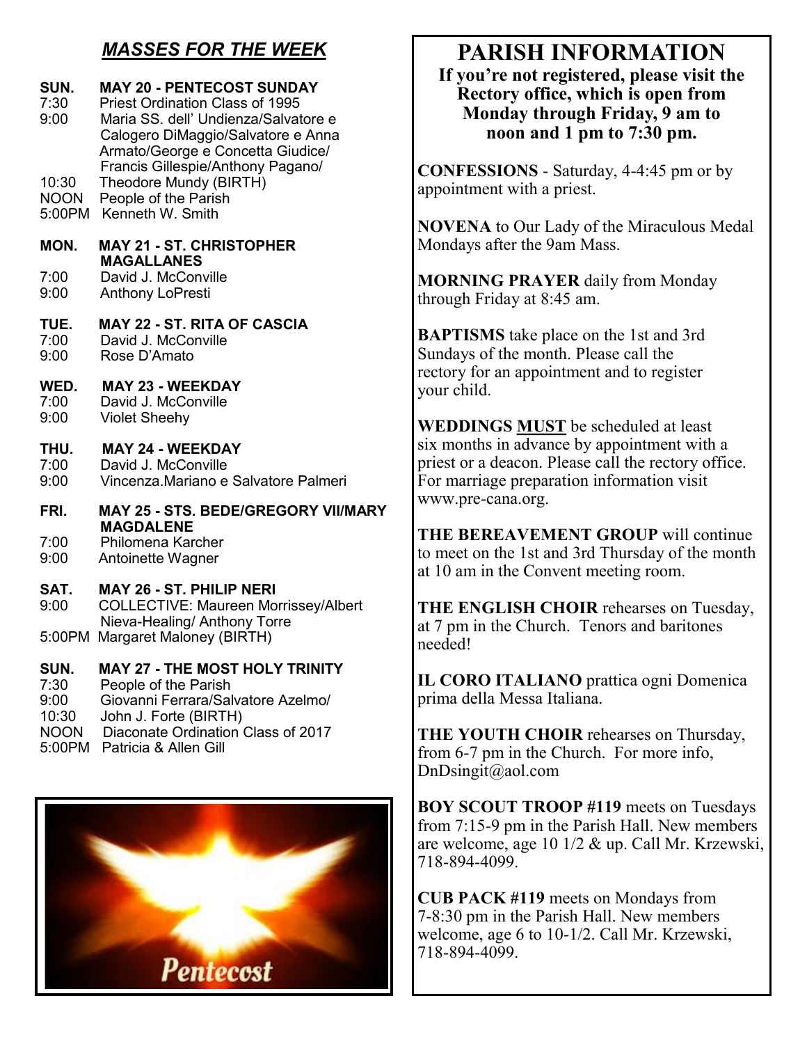## *MASSES FOR THE WEEK*

**SUN. MAY 20 - PENTECOST SUNDAY**

7:30 Priest Ordination Class of 1995

9:00 Maria SS. dell' Undienza/Salvatore e Calogero DiMaggio/Salvatore e Anna Armato/George e Concetta Giudice/ Francis Gillespie/Anthony Pagano/

10:30 Theodore Mundy (BIRTH)

NOON People of the Parish

5:00PM Kenneth W. Smith

**MON. MAY 21 - ST. CHRISTOPHER MAGALLANES**

7:00 David J. McConville

9:00 Anthony LoPresti

**TUE. MAY 22 - ST. RITA OF CASCIA**

7:00 David J. McConville

9:00 Rose D'Amato

**WED. MAY 23 - WEEKDAY**

7:00 David J. McConville

9:00 Violet Sheehy

**THU. MAY 24 - WEEKDAY**

7:00 David J. McConville

9:00 Vincenza.Mariano e Salvatore Palmeri

**FRI. MAY 25 - STS. BEDE/GREGORY VII/MARY MAGDALENE**

7:00 Philomena Karcher

9:00 Antoinette Wagner

**SAT. MAY 26 - ST. PHILIP NERI**

9:00 COLLECTIVE: Maureen Morrissey/Albert Nieva-Healing/ Anthony Torre

5:00PM Margaret Maloney (BIRTH)

**SUN. MAY 27 - THE MOST HOLY TRINITY**

7:30 People of the Parish

9:00 Giovanni Ferrara/Salvatore Azelmo/

10:30 John J. Forte (BIRTH)

NOON Diaconate Ordination Class of 2017

5:00PM Patricia & Allen Gill

Pentecost

# PARISH INFORMATION

**If you're not registered, please visit the Rectory office, which is open from Monday through Friday, 9 am to noon and 1 pm to 7:30 pm.**

**CONFESSIONS** - Saturday, 4-4:45 pm or by appointment with a priest.

**NOVENA** to Our Lady of the Miraculous Medal Mondays after the 9am Mass.

**MORNING PRAYER** daily from Monday through Friday at 8:45 am.

**BAPTISMS** take place on the 1st and 3rd Sundays of the month. Please call the rectory for an appointment and to register your child.

**WEDDINGS <u>MUST</u>** be scheduled at least six months in advance by appointment with a priest or a deacon. Please call the rectory office. For marriage preparation information visit www.pre-cana.org.

**THE BEREAVEMENT GROUP** will continue to meet on the 1st and 3rd Thursday of the month at 10 am in the Convent meeting room.

**THE ENGLISH CHOIR** rehearses on Tuesday, at 7 pm in the Church. Tenors and baritones needed!

**IL CORO ITALIANO** prattica ogni Domenica prima della Messa Italiana.

**THE YOUTH CHOIR** rehearses on Thursday, from 6-7 pm in the Church. For more info, DnDsingit@aol.com

**BOY SCOUT TROOP #119** meets on Tuesdays from 7:15-9 pm in the Parish Hall. New members are welcome, age 10 1/2 & up. Call Mr. Krzewski, 718-894-4099.

**CUB PACK #119** meets on Mondays from 7-8:30 pm in the Parish Hall. New members welcome, age 6 to 10-1/2. Call Mr. Krzewski, 718-894-4099.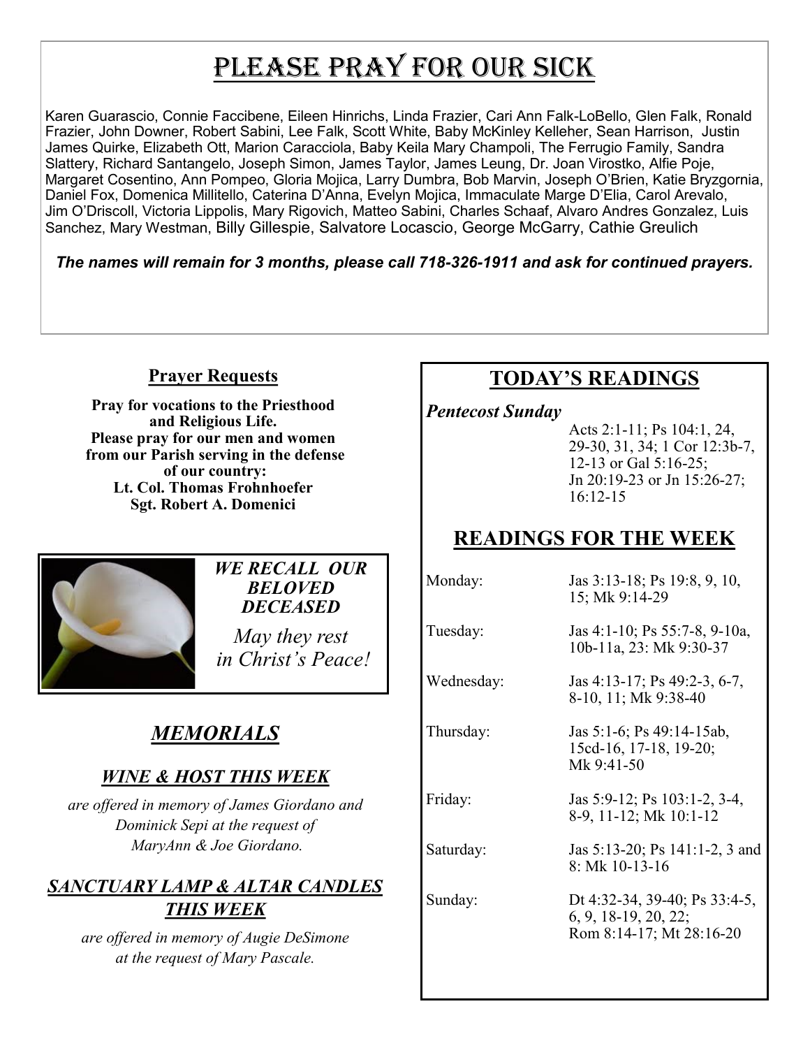# Please Pray for Our Sick

Karen Guarascio, Connie Faccibene, Eileen Hinrichs, Linda Frazier, Cari Ann Falk-LoBello, Glen Falk, Ronald Frazier, John Downer, Robert Sabini, Lee Falk, Scott White, Baby McKinley Kelleher, Sean Harrison, Justin James Quirke, Elizabeth Ott, Marion Caracciola, Baby Keila Mary Champoli, The Ferrugio Family, Sandra Slattery, Richard Santangelo, Joseph Simon, James Taylor, James Leung, Dr. Joan Virostko, Alfie Poje, Margaret Cosentino, Ann Pompeo, Gloria Mojica, Larry Dumbra, Bob Marvin, Joseph O'Brien, Katie Bryzgornia, Daniel Fox, Domenica Millitello, Caterina D'Anna, Evelyn Mojica, Immaculate Marge D'Elia, Carol Arevalo, Jim O'Driscoll, Victoria Lippolis, Mary Rigovich, Matteo Sabini, Charles Schaaf, Alvaro Andres Gonzalez, Luis Sanchez, Mary Westman, Billy Gillespie, Salvatore Locascio, George McGarry, Cathie Greulich

***The names will remain for 3 months, please call 718-326-1911 and ask for continued prayers.***

## Prayer Requests

**Pray for vocations to the Priesthood and Religious Life.**
**Please pray for our men and women from our Parish serving in the defense of our country:**
**Lt. Col. Thomas Frohnhoefer**
**Sgt. Robert A. Domenici**

***WE RECALL OUR BELOVED DECEASED***

*May they rest in Christ's Peace!*

## *MEMORIALS*

### *WINE & HOST THIS WEEK*

*are offered in memory of James Giordano and Dominick Sepi at the request of MaryAnn & Joe Giordano.*

### *SANCTUARY LAMP & ALTAR CANDLES THIS WEEK*

*are offered in memory of Augie DeSimone at the request of Mary Pascale.*

## TODAY'S READINGS

***Pentecost Sunday***

Acts 2:1-11; Ps 104:1, 24, 29-30, 31, 34; 1 Cor 12:3b-7, 12-13 or Gal 5:16-25; Jn 20:19-23 or Jn 15:26-27; 16:12-15

## READINGS FOR THE WEEK

| | |
|---|---|
| Monday: | Jas 3:13-18; Ps 19:8, 9, 10, 15; Mk 9:14-29 |
| Tuesday: | Jas 4:1-10; Ps 55:7-8, 9-10a, 10b-11a, 23: Mk 9:30-37 |
| Wednesday: | Jas 4:13-17; Ps 49:2-3, 6-7, 8-10, 11; Mk 9:38-40 |
| Thursday: | Jas 5:1-6; Ps 49:14-15ab, 15cd-16, 17-18, 19-20; Mk 9:41-50 |
| Friday: | Jas 5:9-12; Ps 103:1-2, 3-4, 8-9, 11-12; Mk 10:1-12 |
| Saturday: | Jas 5:13-20; Ps 141:1-2, 3 and 8: Mk 10-13-16 |
| Sunday: | Dt 4:32-34, 39-40; Ps 33:4-5, 6, 9, 18-19, 20, 22; Rom 8:14-17; Mt 28:16-20 |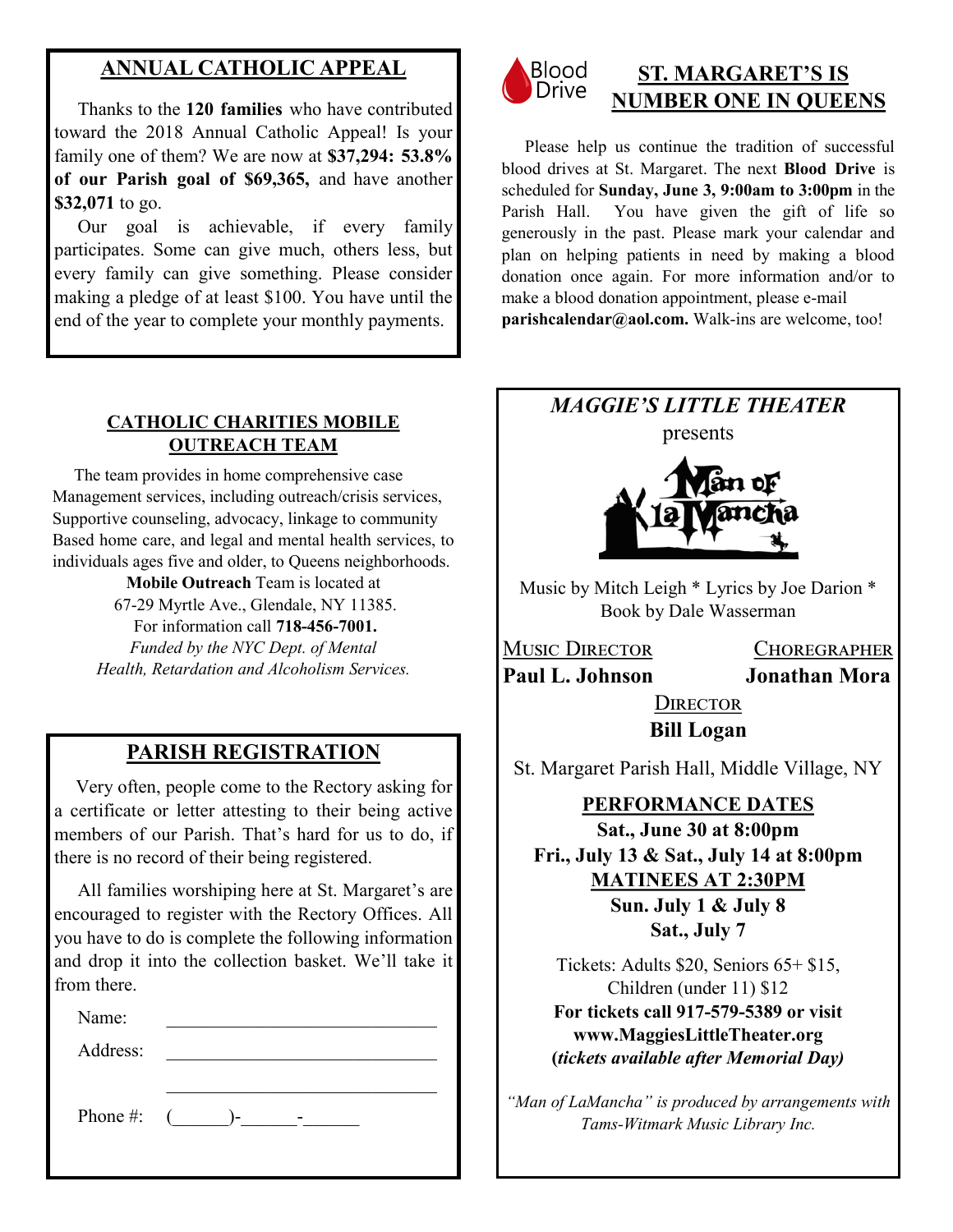## ANNUAL CATHOLIC APPEAL

Thanks to the **120 families** who have contributed toward the 2018 Annual Catholic Appeal! Is your family one of them? We are now at **$37,294: 53.8% of our Parish goal of $69,365,** and have another **$32,071** to go.

Our goal is achievable, if every family participates. Some can give much, others less, but every family can give something. Please consider making a pledge of at least $100. You have until the end of the year to complete your monthly payments.

## CATHOLIC CHARITIES MOBILE OUTREACH TEAM

The team provides in home comprehensive case Management services, including outreach/crisis services, Supportive counseling, advocacy, linkage to community Based home care, and legal and mental health services, to individuals ages five and older, to Queens neighborhoods.

**Mobile Outreach** Team is located at
67-29 Myrtle Ave., Glendale, NY 11385.
For information call **718-456-7001.**
*Funded by the NYC Dept. of Mental Health, Retardation and Alcoholism Services.*

## PARISH REGISTRATION

Very often, people come to the Rectory asking for a certificate or letter attesting to their being active members of our Parish. That's hard for us to do, if there is no record of their being registered.

All families worshiping here at St. Margaret's are encouraged to register with the Rectory Offices. All you have to do is complete the following information and drop it into the collection basket. We'll take it from there.

Name: ______________________________

Address: ______________________________

______________________________

Phone #: (______)-______-______

## ST. MARGARET'S IS NUMBER ONE IN QUEENS

Blood Drive

Please help us continue the tradition of successful blood drives at St. Margaret. The next **Blood Drive** is scheduled for **Sunday, June 3, 9:00am to 3:00pm** in the Parish Hall. You have given the gift of life so generously in the past. Please mark your calendar and plan on helping patients in need by making a blood donation once again. For more information and/or to make a blood donation appointment, please e-mail **parishcalendar@aol.com.** Walk-ins are welcome, too!

## *MAGGIE'S LITTLE THEATER*

presents

**Man of La Mancha**

Music by Mitch Leigh * Lyrics by Joe Darion * Book by Dale Wasserman

Music Director: **Paul L. Johnson**
Choregrapher: **Jonathan Mora**

Director: **Bill Logan**

St. Margaret Parish Hall, Middle Village, NY

**PERFORMANCE DATES**

**Sat., June 30 at 8:00pm**
**Fri., July 13 & Sat., July 14 at 8:00pm**

**MATINEES AT 2:30PM**

**Sun. July 1 & July 8**
**Sat., July 7**

Tickets: Adults $20, Seniors 65+ $15, Children (under 11) $12

**For tickets call 917-579-5389 or visit www.MaggiesLittleTheater.org**
**(*tickets available after Memorial Day)***

*"Man of LaMancha" is produced by arrangements with Tams-Witmark Music Library Inc.*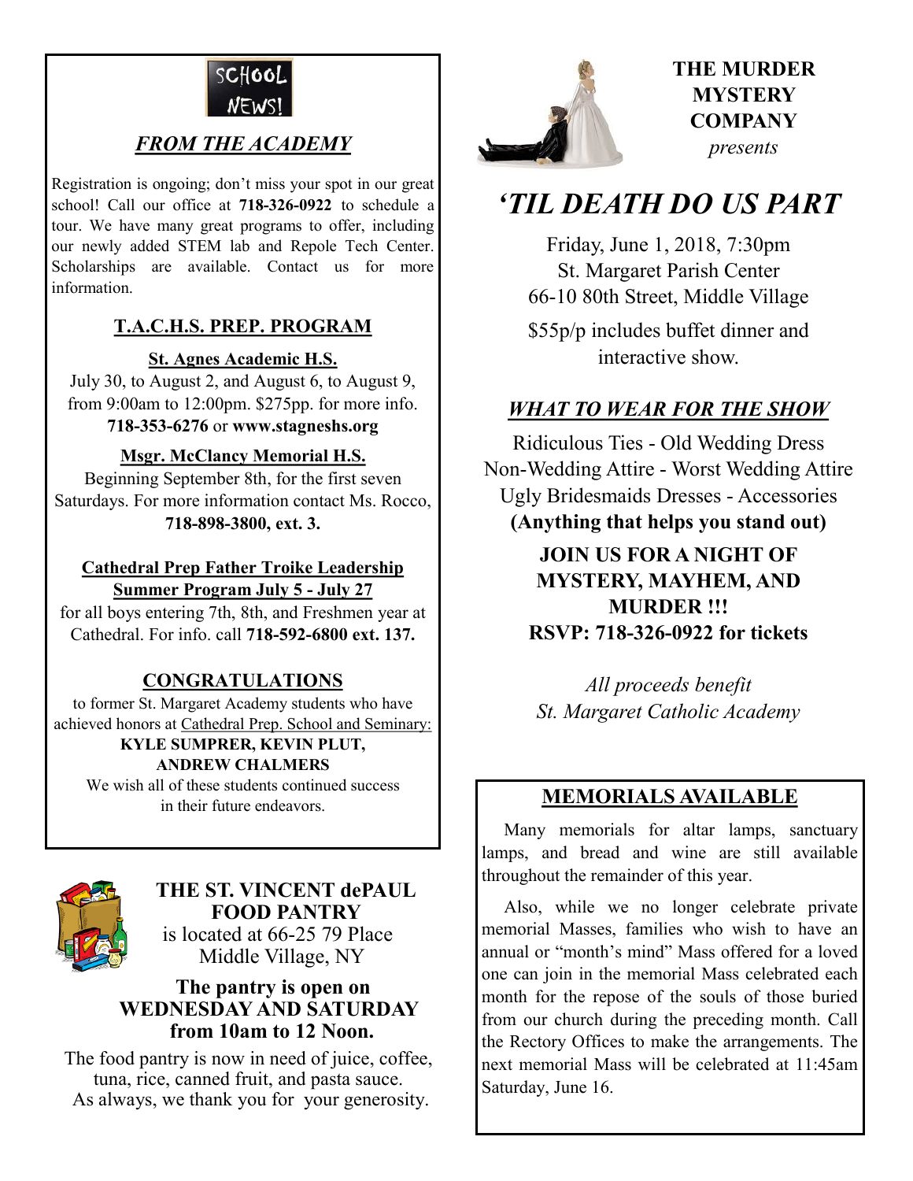SCHOOL NEWS!

## *FROM THE ACADEMY*

Registration is ongoing; don't miss your spot in our great school! Call our office at **718-326-0922** to schedule a tour. We have many great programs to offer, including our newly added STEM lab and Repole Tech Center. Scholarships are available. Contact us for more information.

### T.A.C.H.S. PREP. PROGRAM

**St. Agnes Academic H.S.**

July 30, to August 2, and August 6, to August 9, from 9:00am to 12:00pm. $275pp. for more info. **718-353-6276** or **www.stagneshs.org**

**Msgr. McClancy Memorial H.S.**

Beginning September 8th, for the first seven Saturdays. For more information contact Ms. Rocco, **718-898-3800, ext. 3.**

**Cathedral Prep Father Troike Leadership Summer Program July 5 - July 27**

for all boys entering 7th, 8th, and Freshmen year at Cathedral. For info. call **718-592-6800 ext. 137.**

### CONGRATULATIONS

to former St. Margaret Academy students who have achieved honors at Cathedral Prep. School and Seminary:

**KYLE SUMPRER, KEVIN PLUT, ANDREW CHALMERS**

We wish all of these students continued success in their future endeavors.

### THE ST. VINCENT dePAUL FOOD PANTRY

is located at 66-25 79 Place Middle Village, NY

**The pantry is open on WEDNESDAY AND SATURDAY from 10am to 12 Noon.**

The food pantry is now in need of juice, coffee, tuna, rice, canned fruit, and pasta sauce. As always, we thank you for your generosity.

**THE MURDER MYSTERY COMPANY**

*presents*

# *'TIL DEATH DO US PART*

Friday, June 1, 2018, 7:30pm
St. Margaret Parish Center
66-10 80th Street, Middle Village

$55p/p includes buffet dinner and interactive show.

### *WHAT TO WEAR FOR THE SHOW*

Ridiculous Ties - Old Wedding Dress
Non-Wedding Attire - Worst Wedding Attire
Ugly Bridesmaids Dresses - Accessories
**(Anything that helps you stand out)**

**JOIN US FOR A NIGHT OF MYSTERY, MAYHEM, AND MURDER !!!**
**RSVP: 718-326-0922 for tickets**

*All proceeds benefit St. Margaret Catholic Academy*

### MEMORIALS AVAILABLE

Many memorials for altar lamps, sanctuary lamps, and bread and wine are still available throughout the remainder of this year.

Also, while we no longer celebrate private memorial Masses, families who wish to have an annual or "month's mind" Mass offered for a loved one can join in the memorial Mass celebrated each month for the repose of the souls of those buried from our church during the preceding month. Call the Rectory Offices to make the arrangements. The next memorial Mass will be celebrated at 11:45am Saturday, June 16.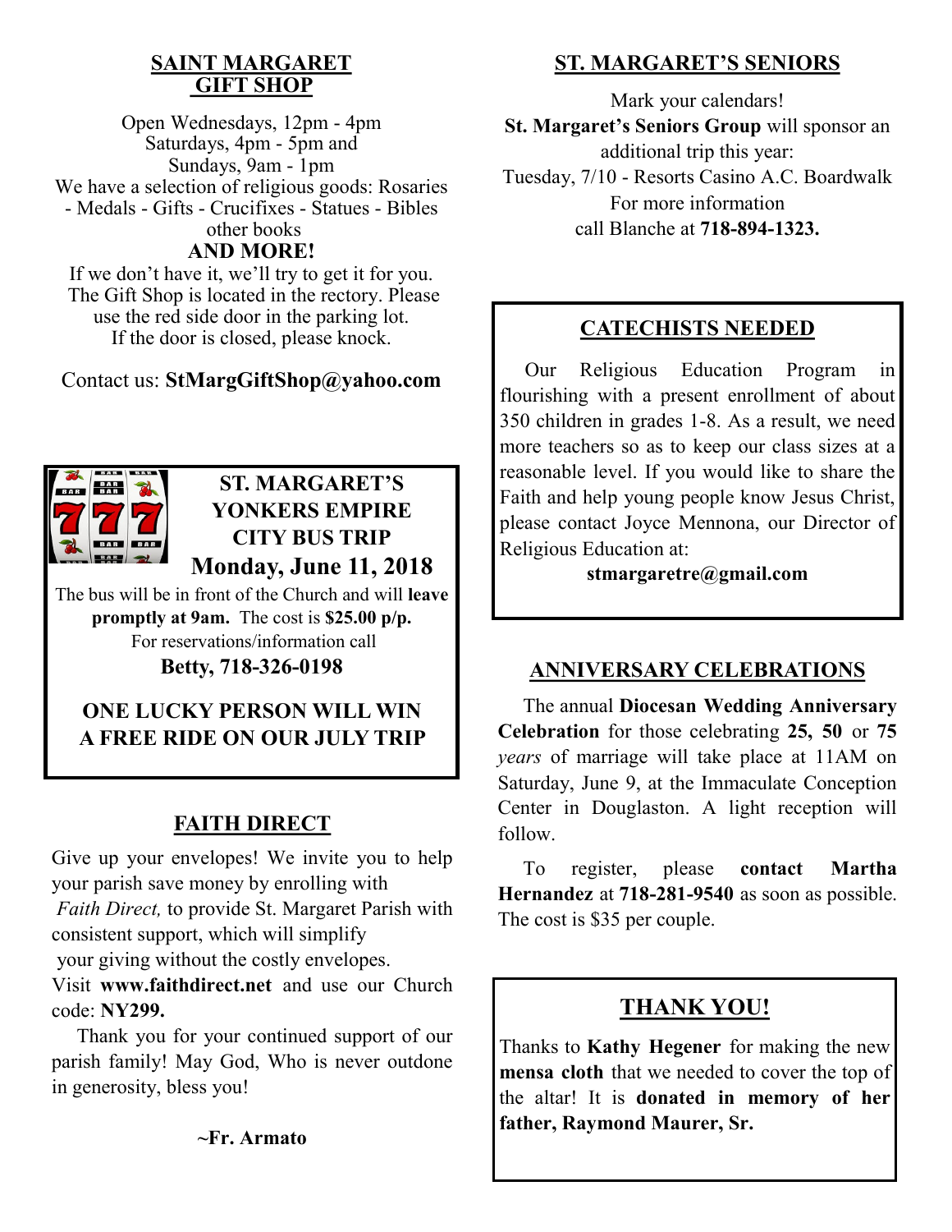## SAINT MARGARET GIFT SHOP

Open Wednesdays, 12pm - 4pm
Saturdays, 4pm - 5pm and
Sundays, 9am - 1pm
We have a selection of religious goods: Rosaries - Medals - Gifts - Crucifixes - Statues - Bibles other books

**AND MORE!**

If we don't have it, we'll try to get it for you. The Gift Shop is located in the rectory. Please use the red side door in the parking lot. If the door is closed, please knock.

Contact us: **StMargGiftShop@yahoo.com**

## ST. MARGARET'S YONKERS EMPIRE CITY BUS TRIP

**Monday, June 11, 2018**

The bus will be in front of the Church and will **leave promptly at 9am.** The cost is **$25.00 p/p.**
For reservations/information call
**Betty, 718-326-0198**

**ONE LUCKY PERSON WILL WIN A FREE RIDE ON OUR JULY TRIP**

## FAITH DIRECT

Give up your envelopes! We invite you to help your parish save money by enrolling with *Faith Direct,* to provide St. Margaret Parish with consistent support, which will simplify your giving without the costly envelopes.
Visit **www.faithdirect.net** and use our Church code: **NY299.**

Thank you for your continued support of our parish family! May God, Who is never outdone in generosity, bless you!

**~Fr. Armato**

## ST. MARGARET'S SENIORS

Mark your calendars!
**St. Margaret's Seniors Group** will sponsor an additional trip this year:
Tuesday, 7/10 - Resorts Casino A.C. Boardwalk
For more information
call Blanche at **718-894-1323.**

## CATECHISTS NEEDED

Our Religious Education Program in flourishing with a present enrollment of about 350 children in grades 1-8. As a result, we need more teachers so as to keep our class sizes at a reasonable level. If you would like to share the Faith and help young people know Jesus Christ, please contact Joyce Mennona, our Director of Religious Education at:

**stmargaretre@gmail.com**

## ANNIVERSARY CELEBRATIONS

The annual **Diocesan Wedding Anniversary Celebration** for those celebrating **25, 50** or **75** *years* of marriage will take place at 11AM on Saturday, June 9, at the Immaculate Conception Center in Douglaston. A light reception will follow.

To register, please **contact Martha Hernandez** at **718-281-9540** as soon as possible. The cost is $35 per couple.

## THANK YOU!

Thanks to **Kathy Hegener** for making the new **mensa cloth** that we needed to cover the top of the altar! It is **donated in memory of her father, Raymond Maurer, Sr.**